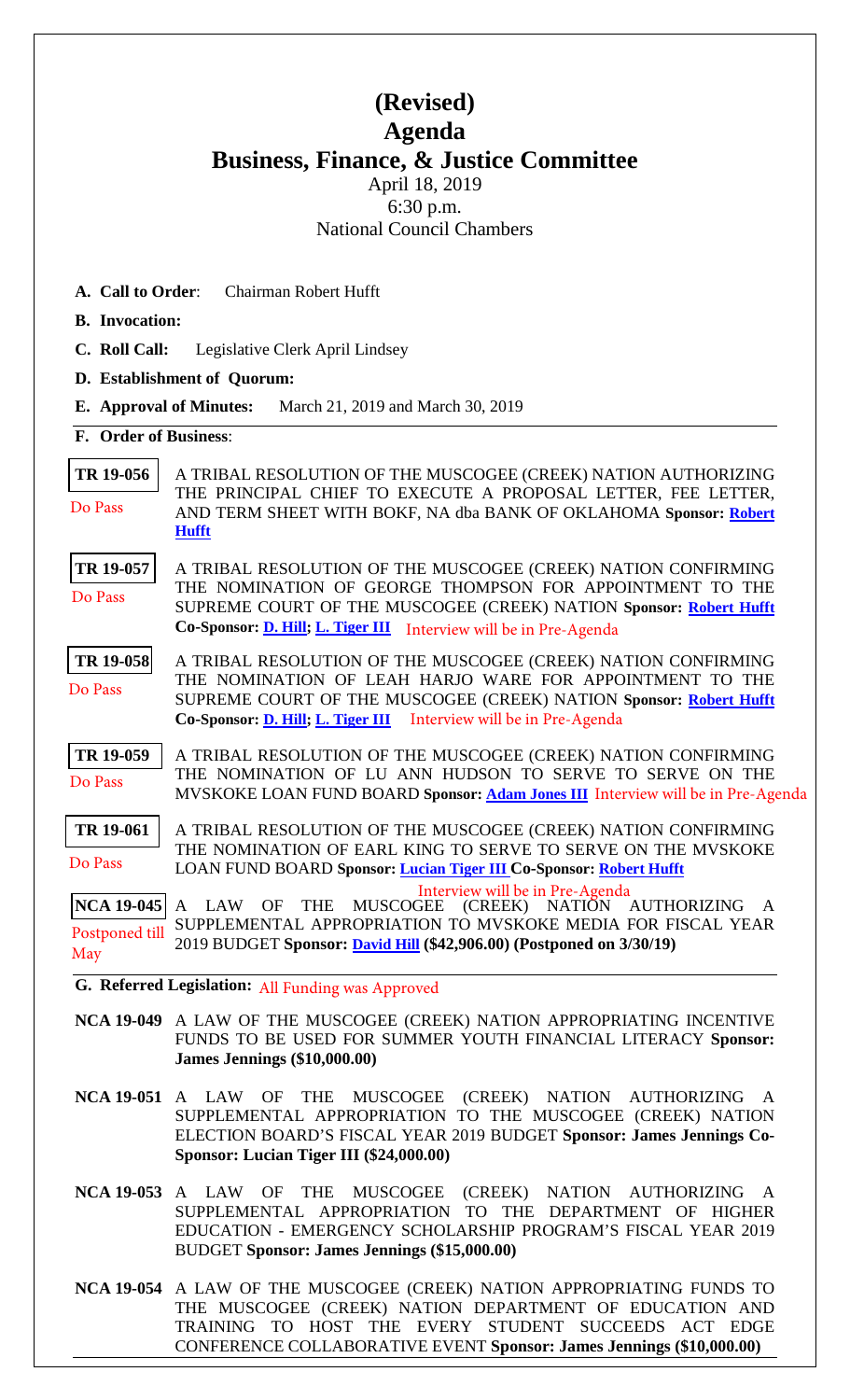# (Revised)

# Agenda

## Business, Finance, & Justice Committee

April 18, 2019
6:30 p.m.
National Council Chambers

**A. Call to Order**: Chairman Robert Hufft

**B. Invocation:**

**C. Roll Call:** Legislative Clerk April Lindsey

**D. Establishment of Quorum:**

**E. Approval of Minutes:** March 21, 2019 and March 30, 2019

**F. Order of Business**:

**TR 19-056** — Do Pass
A TRIBAL RESOLUTION OF THE MUSCOGEE (CREEK) NATION AUTHORIZING THE PRINCIPAL CHIEF TO EXECUTE A PROPOSAL LETTER, FEE LETTER, AND TERM SHEET WITH BOKF, NA dba BANK OF OKLAHOMA **Sponsor: Robert Hufft**

**TR 19-057** — Do Pass
A TRIBAL RESOLUTION OF THE MUSCOGEE (CREEK) NATION CONFIRMING THE NOMINATION OF GEORGE THOMPSON FOR APPOINTMENT TO THE SUPREME COURT OF THE MUSCOGEE (CREEK) NATION **Sponsor: Robert Hufft Co-Sponsor: D. Hill; L. Tiger III** Interview will be in Pre-Agenda

**TR 19-058** — Do Pass
A TRIBAL RESOLUTION OF THE MUSCOGEE (CREEK) NATION CONFIRMING THE NOMINATION OF LEAH HARJO WARE FOR APPOINTMENT TO THE SUPREME COURT OF THE MUSCOGEE (CREEK) NATION **Sponsor: Robert Hufft Co-Sponsor: D. Hill; L. Tiger III** Interview will be in Pre-Agenda

**TR 19-059** — Do Pass
A TRIBAL RESOLUTION OF THE MUSCOGEE (CREEK) NATION CONFIRMING THE NOMINATION OF LU ANN HUDSON TO SERVE TO SERVE ON THE MVSKOKE LOAN FUND BOARD **Sponsor: Adam Jones III** Interview will be in Pre-Agenda

**TR 19-061** — Do Pass
A TRIBAL RESOLUTION OF THE MUSCOGEE (CREEK) NATION CONFIRMING THE NOMINATION OF EARL KING TO SERVE TO SERVE ON THE MVSKOKE LOAN FUND BOARD **Sponsor: Lucian Tiger III Co-Sponsor: Robert Hufft** Interview will be in Pre-Agenda

**NCA 19-045** — Postponed till May
A LAW OF THE MUSCOGEE (CREEK) NATION AUTHORIZING A SUPPLEMENTAL APPROPRIATION TO MVSKOKE MEDIA FOR FISCAL YEAR 2019 BUDGET **Sponsor: David Hill ($42,906.00) (Postponed on 3/30/19)**

**G. Referred Legislation:** All Funding was Approved

**NCA 19-049** A LAW OF THE MUSCOGEE (CREEK) NATION APPROPRIATING INCENTIVE FUNDS TO BE USED FOR SUMMER YOUTH FINANCIAL LITERACY **Sponsor: James Jennings ($10,000.00)**

**NCA 19-051** A LAW OF THE MUSCOGEE (CREEK) NATION AUTHORIZING A SUPPLEMENTAL APPROPRIATION TO THE MUSCOGEE (CREEK) NATION ELECTION BOARD'S FISCAL YEAR 2019 BUDGET **Sponsor: James Jennings Co-Sponsor: Lucian Tiger III ($24,000.00)**

**NCA 19-053** A LAW OF THE MUSCOGEE (CREEK) NATION AUTHORIZING A SUPPLEMENTAL APPROPRIATION TO THE DEPARTMENT OF HIGHER EDUCATION - EMERGENCY SCHOLARSHIP PROGRAM'S FISCAL YEAR 2019 BUDGET **Sponsor: James Jennings ($15,000.00)**

**NCA 19-054** A LAW OF THE MUSCOGEE (CREEK) NATION APPROPRIATING FUNDS TO THE MUSCOGEE (CREEK) NATION DEPARTMENT OF EDUCATION AND TRAINING TO HOST THE EVERY STUDENT SUCCEEDS ACT EDGE CONFERENCE COLLABORATIVE EVENT **Sponsor: James Jennings ($10,000.00)**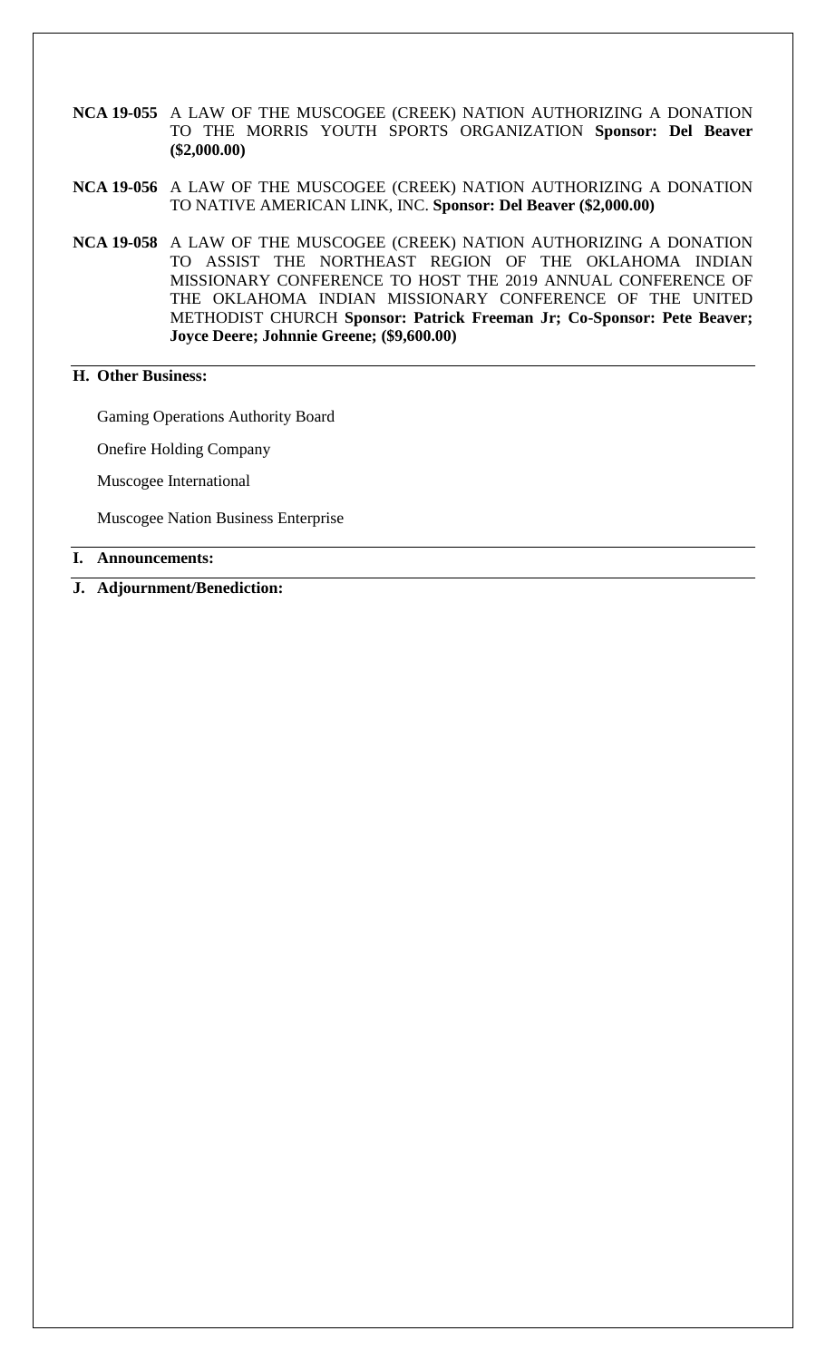**NCA 19-055** A LAW OF THE MUSCOGEE (CREEK) NATION AUTHORIZING A DONATION TO THE MORRIS YOUTH SPORTS ORGANIZATION **Sponsor: Del Beaver ($2,000.00)**

**NCA 19-056** A LAW OF THE MUSCOGEE (CREEK) NATION AUTHORIZING A DONATION TO NATIVE AMERICAN LINK, INC. **Sponsor: Del Beaver ($2,000.00)**

**NCA 19-058** A LAW OF THE MUSCOGEE (CREEK) NATION AUTHORIZING A DONATION TO ASSIST THE NORTHEAST REGION OF THE OKLAHOMA INDIAN MISSIONARY CONFERENCE TO HOST THE 2019 ANNUAL CONFERENCE OF THE OKLAHOMA INDIAN MISSIONARY CONFERENCE OF THE UNITED METHODIST CHURCH **Sponsor: Patrick Freeman Jr; Co-Sponsor: Pete Beaver; Joyce Deere; Johnnie Greene; ($9,600.00)**

**H. Other Business:**

Gaming Operations Authority Board

Onefire Holding Company

Muscogee International

Muscogee Nation Business Enterprise

**I. Announcements:**

**J. Adjournment/Benediction:**